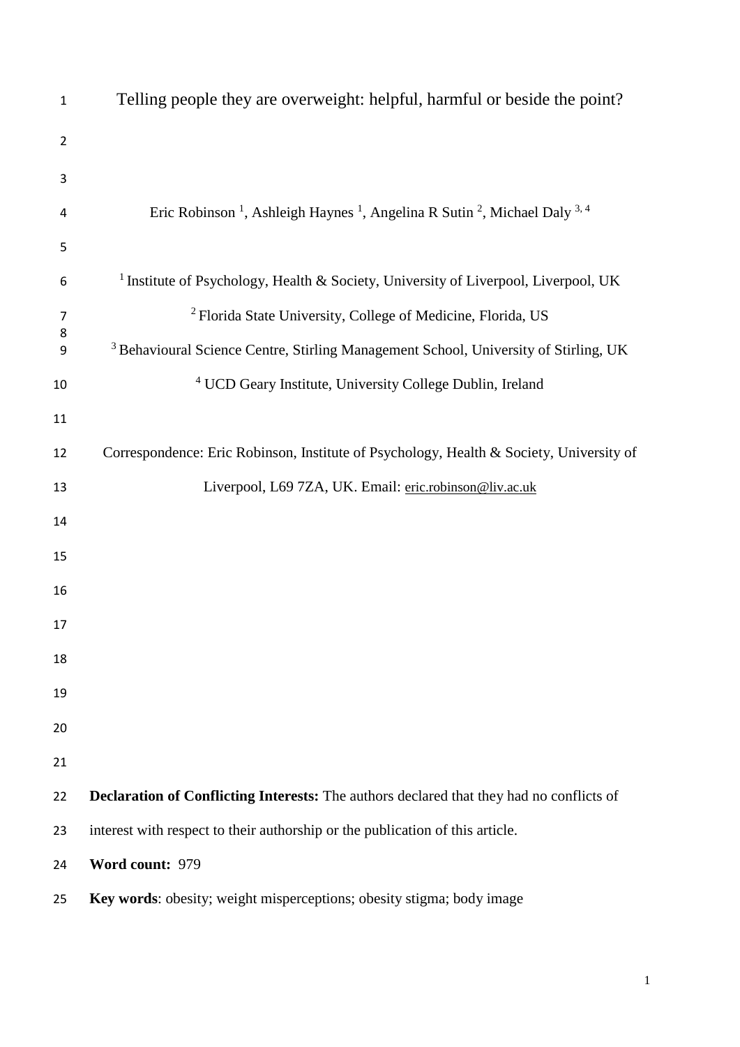# Telling people they are overweight: helpful, harmful or beside the point?

Eric Robinson [1], Ashleigh Haynes [1], Angelina R Sutin [2], Michael Daly [3, 4]

[1] Institute of Psychology, Health & Society, University of Liverpool, Liverpool, UK

[2] Florida State University, College of Medicine, Florida, US

[3] Behavioural Science Centre, Stirling Management School, University of Stirling, UK

[4] UCD Geary Institute, University College Dublin, Ireland

Correspondence: Eric Robinson, Institute of Psychology, Health & Society, University of Liverpool, L69 7ZA, UK. Email: eric.robinson@liv.ac.uk

**Declaration of Conflicting Interests:** The authors declared that they had no conflicts of interest with respect to their authorship or the publication of this article.

**Word count:** 979

**Key words**: obesity; weight misperceptions; obesity stigma; body image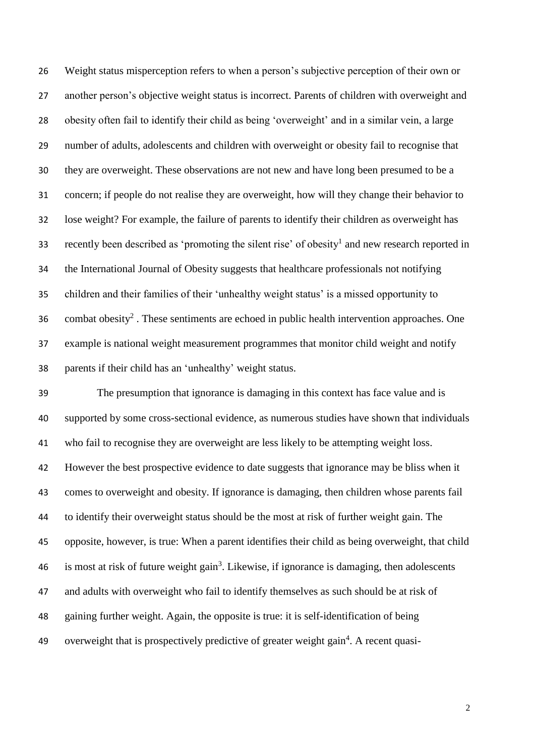Weight status misperception refers to when a person's subjective perception of their own or another person's objective weight status is incorrect. Parents of children with overweight and obesity often fail to identify their child as being 'overweight' and in a similar vein, a large number of adults, adolescents and children with overweight or obesity fail to recognise that they are overweight. These observations are not new and have long been presumed to be a concern; if people do not realise they are overweight, how will they change their behavior to lose weight? For example, the failure of parents to identify their children as overweight has recently been described as 'promoting the silent rise' of obesity[1] and new research reported in the International Journal of Obesity suggests that healthcare professionals not notifying children and their families of their 'unhealthy weight status' is a missed opportunity to combat obesity[2] . These sentiments are echoed in public health intervention approaches. One example is national weight measurement programmes that monitor child weight and notify parents if their child has an 'unhealthy' weight status.

The presumption that ignorance is damaging in this context has face value and is supported by some cross-sectional evidence, as numerous studies have shown that individuals who fail to recognise they are overweight are less likely to be attempting weight loss. However the best prospective evidence to date suggests that ignorance may be bliss when it comes to overweight and obesity. If ignorance is damaging, then children whose parents fail to identify their overweight status should be the most at risk of further weight gain. The opposite, however, is true: When a parent identifies their child as being overweight, that child is most at risk of future weight gain[3]. Likewise, if ignorance is damaging, then adolescents and adults with overweight who fail to identify themselves as such should be at risk of gaining further weight. Again, the opposite is true: it is self-identification of being overweight that is prospectively predictive of greater weight gain[4]. A recent quasi-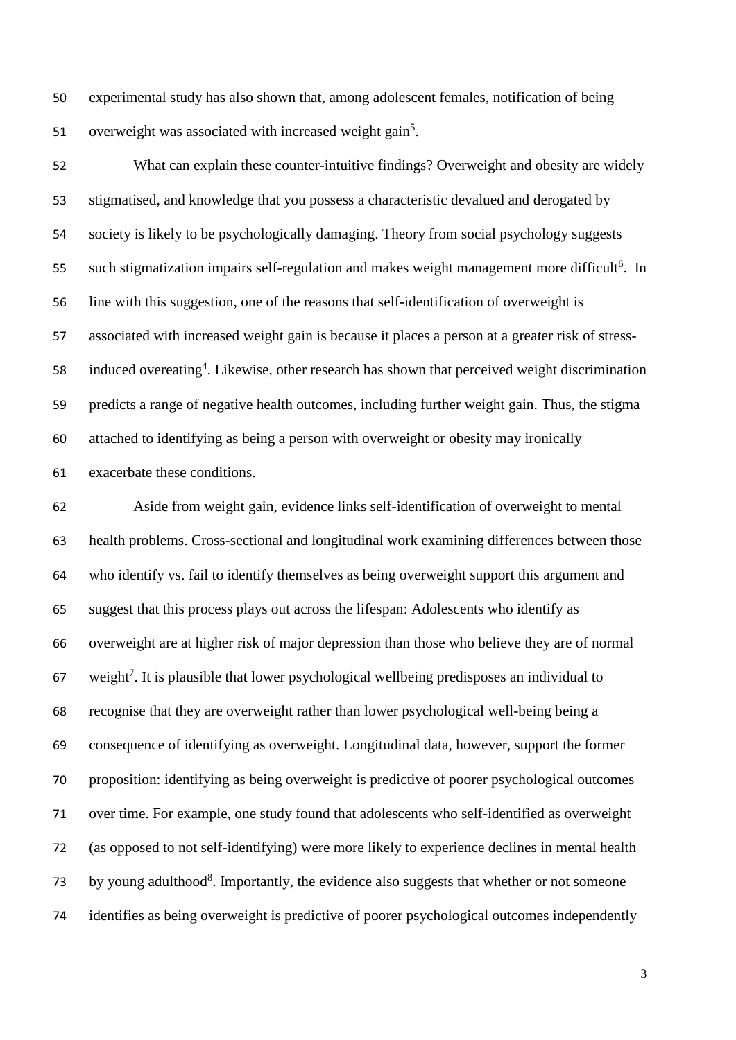experimental study has also shown that, among adolescent females, notification of being overweight was associated with increased weight gain[5].

What can explain these counter-intuitive findings? Overweight and obesity are widely stigmatised, and knowledge that you possess a characteristic devalued and derogated by society is likely to be psychologically damaging. Theory from social psychology suggests such stigmatization impairs self-regulation and makes weight management more difficult[6]. In line with this suggestion, one of the reasons that self-identification of overweight is associated with increased weight gain is because it places a person at a greater risk of stress-induced overeating[4]. Likewise, other research has shown that perceived weight discrimination predicts a range of negative health outcomes, including further weight gain. Thus, the stigma attached to identifying as being a person with overweight or obesity may ironically exacerbate these conditions.

Aside from weight gain, evidence links self-identification of overweight to mental health problems. Cross-sectional and longitudinal work examining differences between those who identify vs. fail to identify themselves as being overweight support this argument and suggest that this process plays out across the lifespan: Adolescents who identify as overweight are at higher risk of major depression than those who believe they are of normal weight[7]. It is plausible that lower psychological wellbeing predisposes an individual to recognise that they are overweight rather than lower psychological well-being being a consequence of identifying as overweight. Longitudinal data, however, support the former proposition: identifying as being overweight is predictive of poorer psychological outcomes over time. For example, one study found that adolescents who self-identified as overweight (as opposed to not self-identifying) were more likely to experience declines in mental health by young adulthood[8]. Importantly, the evidence also suggests that whether or not someone identifies as being overweight is predictive of poorer psychological outcomes independently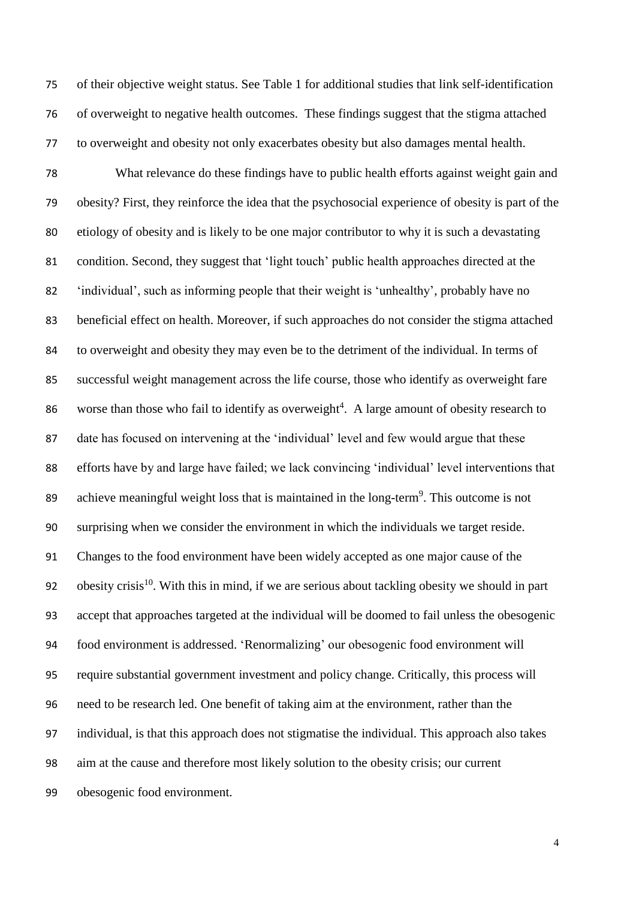of their objective weight status. See Table 1 for additional studies that link self-identification of overweight to negative health outcomes. These findings suggest that the stigma attached to overweight and obesity not only exacerbates obesity but also damages mental health.

What relevance do these findings have to public health efforts against weight gain and obesity? First, they reinforce the idea that the psychosocial experience of obesity is part of the etiology of obesity and is likely to be one major contributor to why it is such a devastating condition. Second, they suggest that 'light touch' public health approaches directed at the 'individual', such as informing people that their weight is 'unhealthy', probably have no beneficial effect on health. Moreover, if such approaches do not consider the stigma attached to overweight and obesity they may even be to the detriment of the individual. In terms of successful weight management across the life course, those who identify as overweight fare worse than those who fail to identify as overweight[4]. A large amount of obesity research to date has focused on intervening at the 'individual' level and few would argue that these efforts have by and large have failed; we lack convincing 'individual' level interventions that achieve meaningful weight loss that is maintained in the long-term[9]. This outcome is not surprising when we consider the environment in which the individuals we target reside. Changes to the food environment have been widely accepted as one major cause of the obesity crisis[10]. With this in mind, if we are serious about tackling obesity we should in part accept that approaches targeted at the individual will be doomed to fail unless the obesogenic food environment is addressed. 'Renormalizing' our obesogenic food environment will require substantial government investment and policy change. Critically, this process will need to be research led. One benefit of taking aim at the environment, rather than the individual, is that this approach does not stigmatise the individual. This approach also takes aim at the cause and therefore most likely solution to the obesity crisis; our current obesogenic food environment.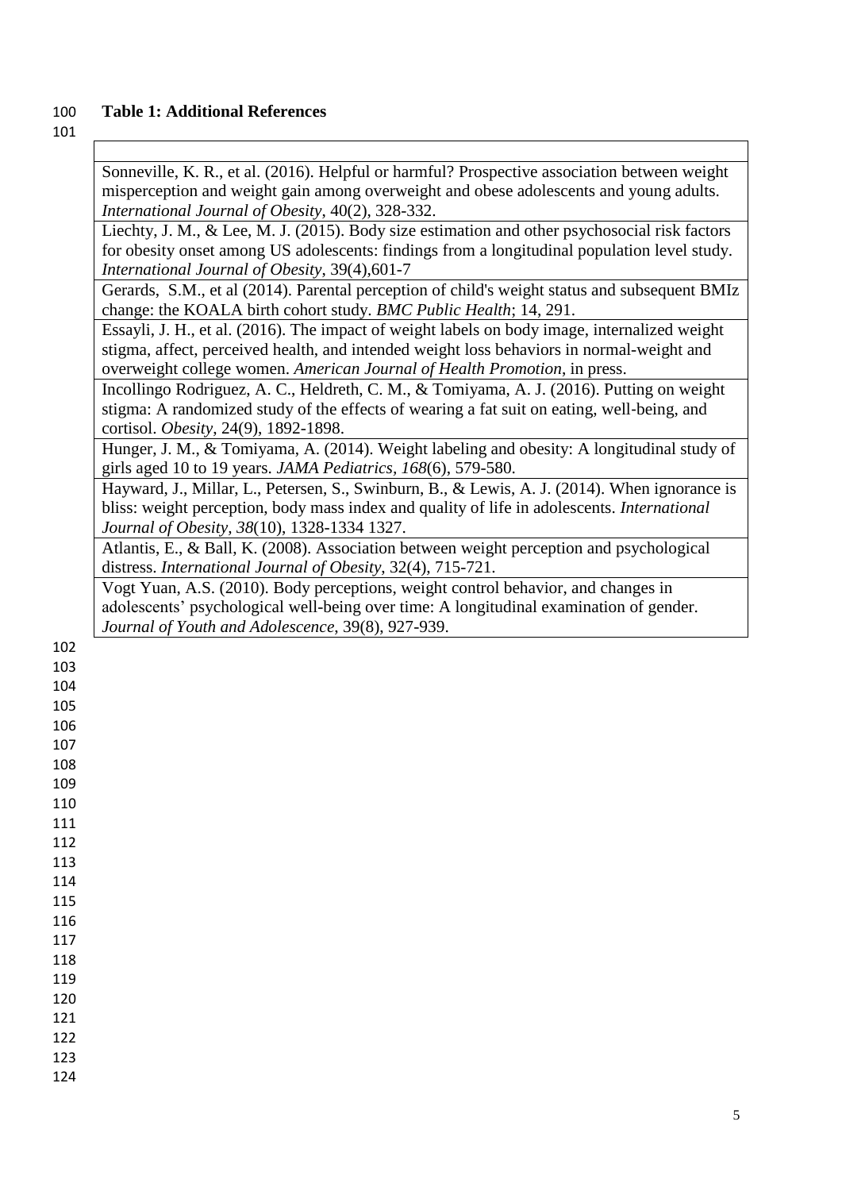**Table 1: Additional References**

| |
|---|
| Sonneville, K. R., et al. (2016). Helpful or harmful? Prospective association between weight misperception and weight gain among overweight and obese adolescents and young adults. *International Journal of Obesity*, 40(2), 328-332. |
| Liechty, J. M., & Lee, M. J. (2015). Body size estimation and other psychosocial risk factors for obesity onset among US adolescents: findings from a longitudinal population level study. *International Journal of Obesity*, 39(4),601-7 |
| Gerards, S.M., et al (2014). Parental perception of child's weight status and subsequent BMIz change: the KOALA birth cohort study. *BMC Public Health*; 14, 291. |
| Essayli, J. H., et al. (2016). The impact of weight labels on body image, internalized weight stigma, affect, perceived health, and intended weight loss behaviors in normal-weight and overweight college women. *American Journal of Health Promotion*, in press. |
| Incollingo Rodriguez, A. C., Heldreth, C. M., & Tomiyama, A. J. (2016). Putting on weight stigma: A randomized study of the effects of wearing a fat suit on eating, well-being, and cortisol. *Obesity*, 24(9), 1892-1898. |
| Hunger, J. M., & Tomiyama, A. (2014). Weight labeling and obesity: A longitudinal study of girls aged 10 to 19 years. *JAMA Pediatrics*, *168*(6), 579-580. |
| Hayward, J., Millar, L., Petersen, S., Swinburn, B., & Lewis, A. J. (2014). When ignorance is bliss: weight perception, body mass index and quality of life in adolescents. *International Journal of Obesity*, *38*(10), 1328-1334 1327. |
| Atlantis, E., & Ball, K. (2008). Association between weight perception and psychological distress. *International Journal of Obesity*, 32(4), 715-721. |
| Vogt Yuan, A.S. (2010). Body perceptions, weight control behavior, and changes in adolescents' psychological well-being over time: A longitudinal examination of gender. *Journal of Youth and Adolescence*, 39(8), 927-939. |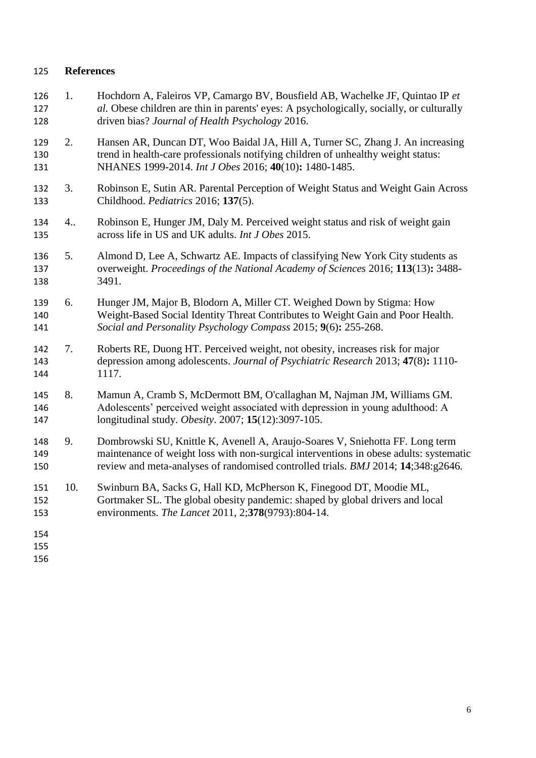## References

1. Hochdorn A, Faleiros VP, Camargo BV, Bousfield AB, Wachelke JF, Quintao IP *et al.* Obese children are thin in parents' eyes: A psychologically, socially, or culturally driven bias? *Journal of Health Psychology* 2016.

2. Hansen AR, Duncan DT, Woo Baidal JA, Hill A, Turner SC, Zhang J. An increasing trend in health-care professionals notifying children of unhealthy weight status: NHANES 1999-2014. *Int J Obes* 2016; **40**(10)**:** 1480-1485.

3. Robinson E, Sutin AR. Parental Perception of Weight Status and Weight Gain Across Childhood. *Pediatrics* 2016; **137**(5).

4.. Robinson E, Hunger JM, Daly M. Perceived weight status and risk of weight gain across life in US and UK adults. *Int J Obes* 2015.

5. Almond D, Lee A, Schwartz AE. Impacts of classifying New York City students as overweight. *Proceedings of the National Academy of Sciences* 2016; **113**(13)**:** 3488-3491.

6. Hunger JM, Major B, Blodorn A, Miller CT. Weighed Down by Stigma: How Weight-Based Social Identity Threat Contributes to Weight Gain and Poor Health. *Social and Personality Psychology Compass* 2015; **9**(6)**:** 255-268.

7. Roberts RE, Duong HT. Perceived weight, not obesity, increases risk for major depression among adolescents. *Journal of Psychiatric Research* 2013; **47**(8)**:** 1110-1117.

8. Mamun A, Cramb S, McDermott BM, O'callaghan M, Najman JM, Williams GM. Adolescents' perceived weight associated with depression in young adulthood: A longitudinal study. *Obesity*. 2007; **15**(12):3097-105.

9. Dombrowski SU, Knittle K, Avenell A, Araujo-Soares V, Sniehotta FF. Long term maintenance of weight loss with non-surgical interventions in obese adults: systematic review and meta-analyses of randomised controlled trials. *BMJ* 2014; **14**;348:g2646.

10. Swinburn BA, Sacks G, Hall KD, McPherson K, Finegood DT, Moodie ML, Gortmaker SL. The global obesity pandemic: shaped by global drivers and local environments. *The Lancet* 2011, 2;**378**(9793):804-14.